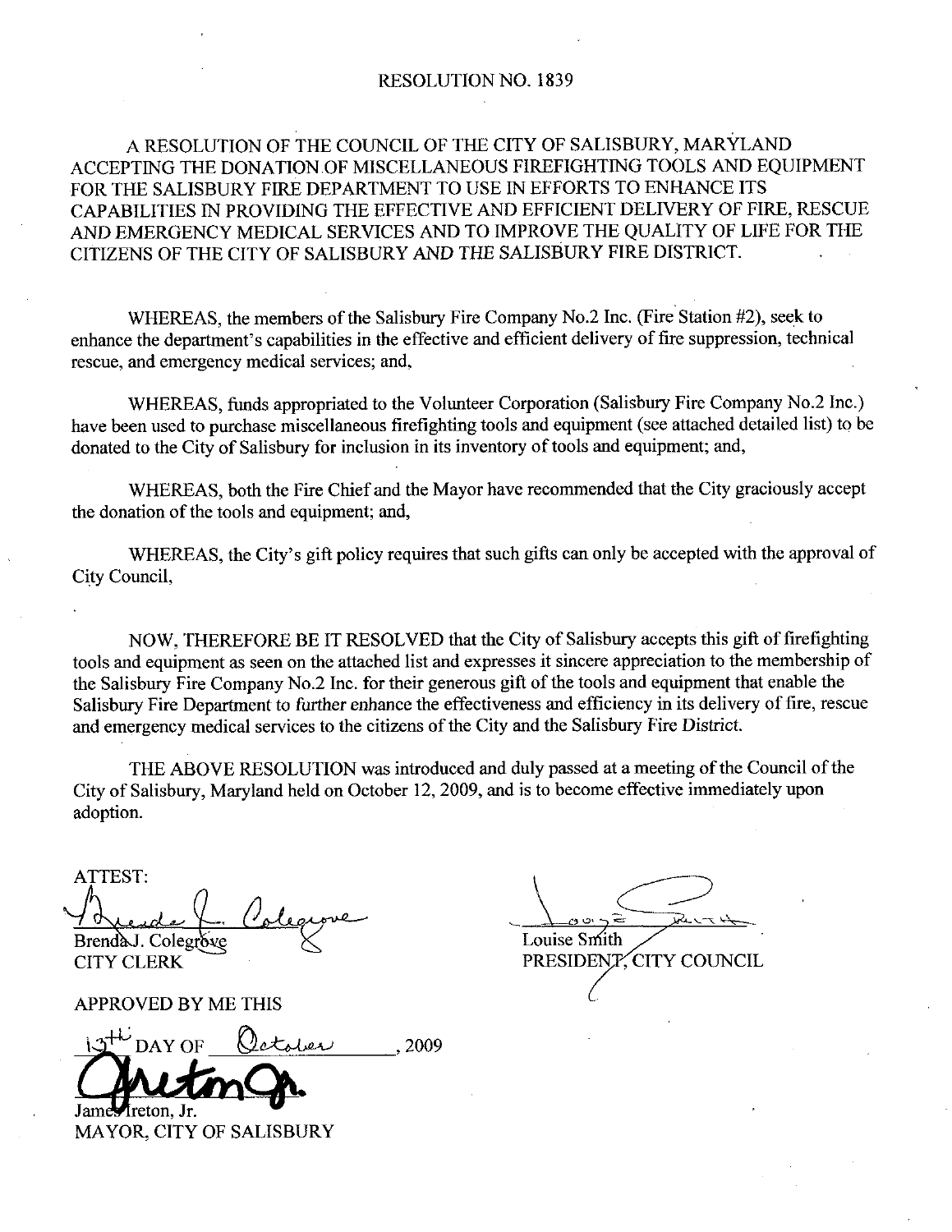# RESOLUTION NO. 1839

A RESOLUTION OF THE COUNCIL OF THE CITY OF SALISBURY, MARYLAND ACCEPTING THE DONATION OF MISCELLANEOUS FIREFIGHTING TOOLS AND EQUIPMENT FOR THE SALISBURY FIRE DEPARTMENT TO USE IN EFFORTS TO ENHANCE ITS CAPABILITIES IN PROVIDING THE EFFECTIVE AND EFFICIENT DELIVERY OF FIRE, RESCUE AND EMERGENCY MEDICAL SERVICES AND TO IMPROVE THE QUALITY OF LIFE FOR THE CITIZENS OF THE CITY OF SALISBURY AND THE SALISBURY FIRE DISTRICT.

WHEREAS, the members of the Salisbury Fire Company No.2 Inc. (Fire Station #2), seek to enhance the department's capabilities in the effective and efficient delivery of fire suppression, technical rescue, and emergency medical services; and,

WHEREAS, funds appropriated to the Volunteer Corporation (Salisbury Fire Company No.2 Inc.) have been used to purchase miscellaneous firefighting tools and equipment (see attached detailed list) to be donated to the City of Salisbury for inclusion in its inventory of tools and equipment; and,

WHEREAS, both the Fire Chief and the Mayor have recommended that the City graciously accept the donation of the tools and equipment; and,

WHEREAS, the City's gift policy requires that such gifts can only be accepted with the approval of City Council,

NOW, THEREFORE BE IT RESOLVED that the City of Salisbury accepts this gift of firefighting tools and equipment as seen on the attached list and expresses it sincere appreciation to the membership of the Salisbury Fire Company No.2 Inc. for their generous gift of the tools and equipment that enable the Salisbury Fire Department to further enhance the effectiveness and efficiency in its delivery of fire, rescue and emergency medical services to the citizens of the City and the Salisbury Fire District.

THE ABOVE RESOLUTION was introduced and duly passed at a meeting of the Council of the City of Salisbury, Maryland held on October 12, 2009, and is to become effective immediately upon adoption.

ATTEST:

Brenda J. Colegrove
CITY CLERK

Louise Smith
PRESIDENT, CITY COUNCIL

APPROVED BY ME THIS

13th DAY OF October, 2009

James Ireton, Jr.
MAYOR, CITY OF SALISBURY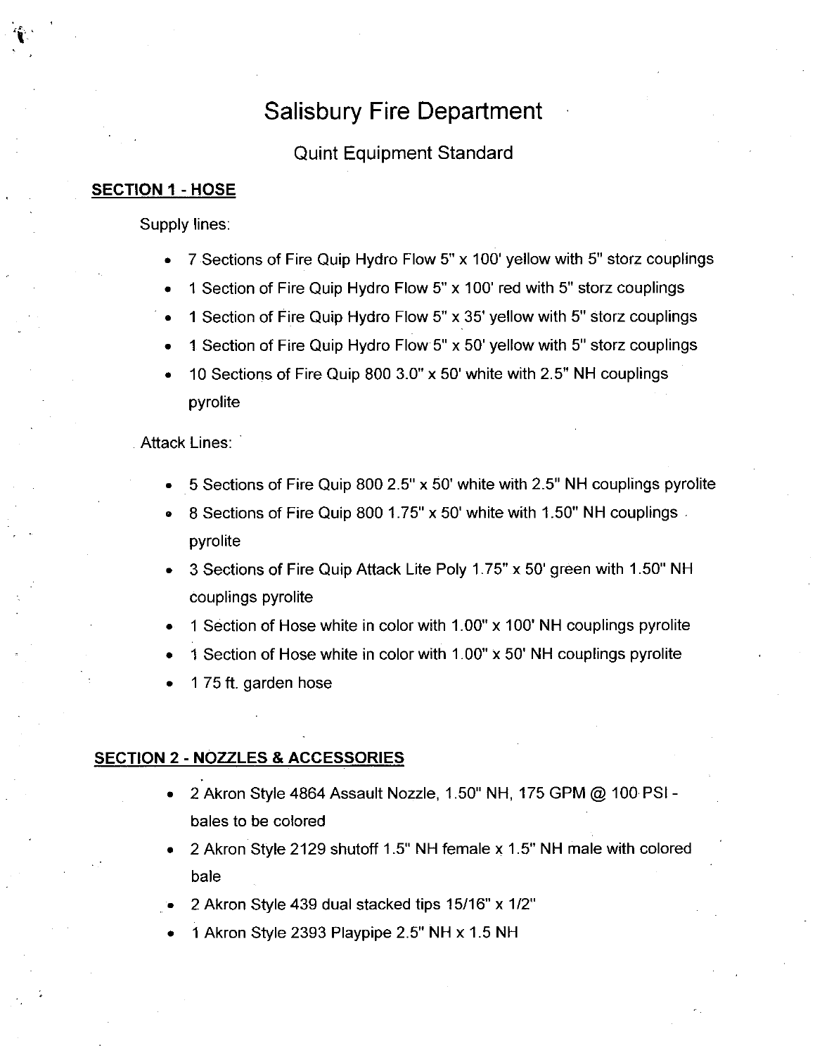# Salisbury Fire Department

## Quint Equipment Standard

**SECTION 1 - HOSE**

Supply lines:

- 7 Sections of Fire Quip Hydro Flow 5" x 100' yellow with 5" storz couplings
- 1 Section of Fire Quip Hydro Flow 5" x 100' red with 5" storz couplings
- 1 Section of Fire Quip Hydro Flow 5" x 35' yellow with 5" storz couplings
- 1 Section of Fire Quip Hydro Flow 5" x 50' yellow with 5" storz couplings
- 10 Sections of Fire Quip 800 3.0" x 50' white with 2.5" NH couplings pyrolite

Attack Lines:

- 5 Sections of Fire Quip 800 2.5" x 50' white with 2.5" NH couplings pyrolite
- 8 Sections of Fire Quip 800 1.75" x 50' white with 1.50" NH couplings pyrolite
- 3 Sections of Fire Quip Attack Lite Poly 1.75" x 50' green with 1.50" NH couplings pyrolite
- 1 Section of Hose white in color with 1.00" x 100' NH couplings pyrolite
- 1 Section of Hose white in color with 1.00" x 50' NH couplings pyrolite
- 1 75 ft. garden hose

**SECTION 2 - NOZZLES & ACCESSORIES**

- 2 Akron Style 4864 Assault Nozzle, 1.50" NH, 175 GPM @ 100 PSI - bales to be colored
- 2 Akron Style 2129 shutoff 1.5" NH female x 1.5" NH male with colored bale
- 2 Akron Style 439 dual stacked tips 15/16" x 1/2"
- 1 Akron Style 2393 Playpipe 2.5" NH x 1.5 NH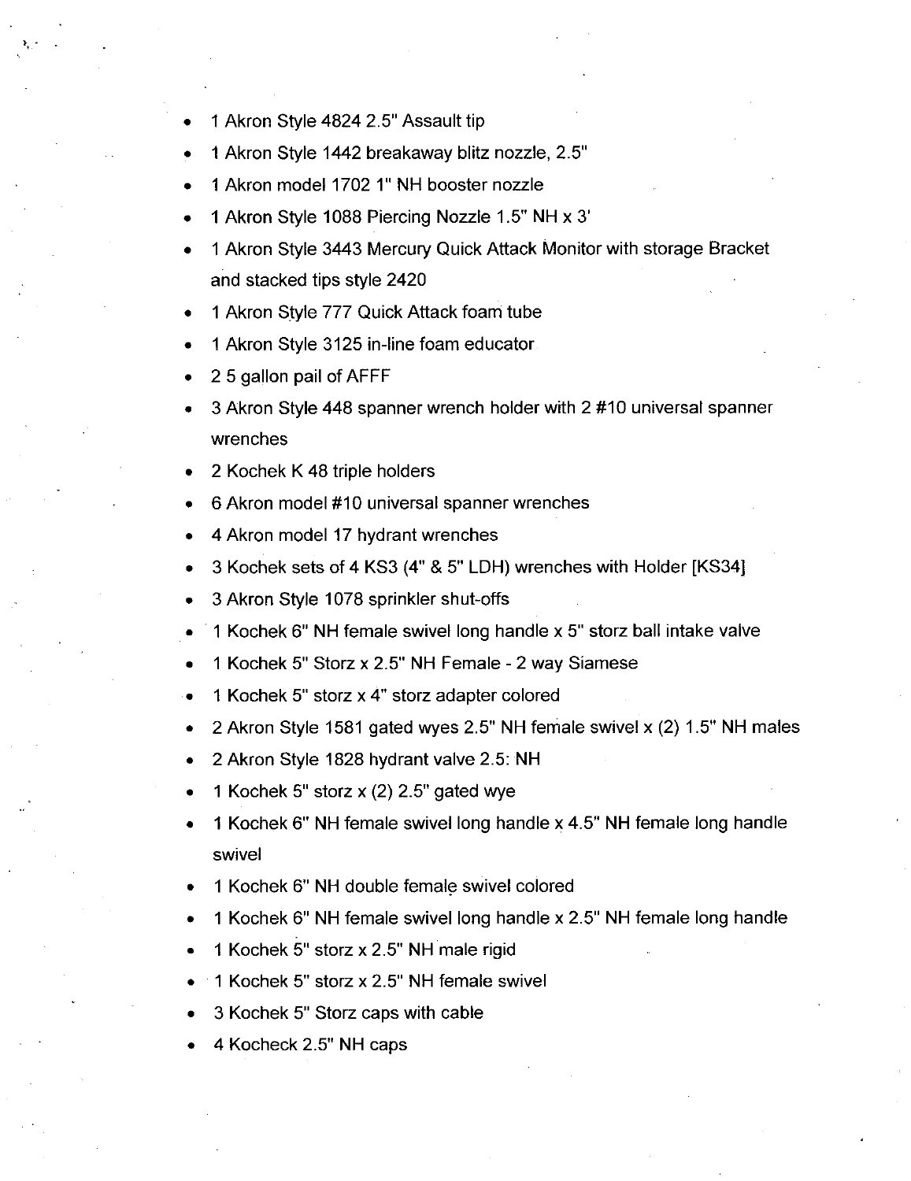- 1 Akron Style 4824 2.5" Assault tip
- 1 Akron Style 1442 breakaway blitz nozzle, 2.5"
- 1 Akron model 1702 1" NH booster nozzle
- 1 Akron Style 1088 Piercing Nozzle 1.5" NH x 3'
- 1 Akron Style 3443 Mercury Quick Attack Monitor with storage Bracket and stacked tips style 2420
- 1 Akron Style 777 Quick Attack foam tube
- 1 Akron Style 3125 in-line foam educator
- 2 5 gallon pail of AFFF
- 3 Akron Style 448 spanner wrench holder with 2 #10 universal spanner wrenches
- 2 Kochek K 48 triple holders
- 6 Akron model #10 universal spanner wrenches
- 4 Akron model 17 hydrant wrenches
- 3 Kochek sets of 4 KS3 (4" & 5" LDH) wrenches with Holder [KS34]
- 3 Akron Style 1078 sprinkler shut-offs
- 1 Kochek 6" NH female swivel long handle x 5" storz ball intake valve
- 1 Kochek 5" Storz x 2.5" NH Female - 2 way Siamese
- 1 Kochek 5" storz x 4" storz adapter colored
- 2 Akron Style 1581 gated wyes 2.5" NH female swivel x (2) 1.5" NH males
- 2 Akron Style 1828 hydrant valve 2.5: NH
- 1 Kochek 5" storz x (2) 2.5" gated wye
- 1 Kochek 6" NH female swivel long handle x 4.5" NH female long handle swivel
- 1 Kochek 6" NH double female swivel colored
- 1 Kochek 6" NH female swivel long handle x 2.5" NH female long handle
- 1 Kochek 5" storz x 2.5" NH male rigid
- 1 Kochek 5" storz x 2.5" NH female swivel
- 3 Kochek 5" Storz caps with cable
- 4 Kocheck 2.5" NH caps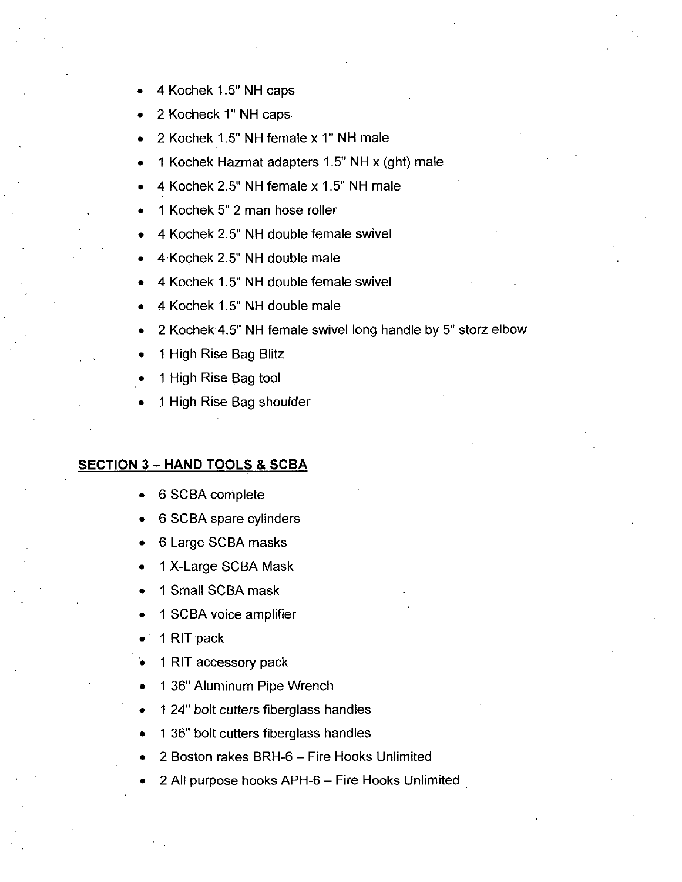- 4 Kochek 1.5" NH caps
- 2 Kocheck 1" NH caps
- 2 Kochek 1.5" NH female x 1" NH male
- 1 Kochek Hazmat adapters 1.5" NH x (ght) male
- 4 Kochek 2.5" NH female x 1.5" NH male
- 1 Kochek 5" 2 man hose roller
- 4 Kochek 2.5" NH double female swivel
- 4 Kochek 2.5" NH double male
- 4 Kochek 1.5" NH double female swivel
- 4 Kochek 1.5" NH double male
- 2 Kochek 4.5" NH female swivel long handle by 5" storz elbow
- 1 High Rise Bag Blitz
- 1 High Rise Bag tool
- 1 High Rise Bag shoulder

## SECTION 3 – HAND TOOLS & SCBA

- 6 SCBA complete
- 6 SCBA spare cylinders
- 6 Large SCBA masks
- 1 X-Large SCBA Mask
- 1 Small SCBA mask
- 1 SCBA voice amplifier
- 1 RIT pack
- 1 RIT accessory pack
- 1 36" Aluminum Pipe Wrench
- 1 24" bolt cutters fiberglass handles
- 1 36" bolt cutters fiberglass handles
- 2 Boston rakes BRH-6 – Fire Hooks Unlimited
- 2 All purpose hooks APH-6 – Fire Hooks Unlimited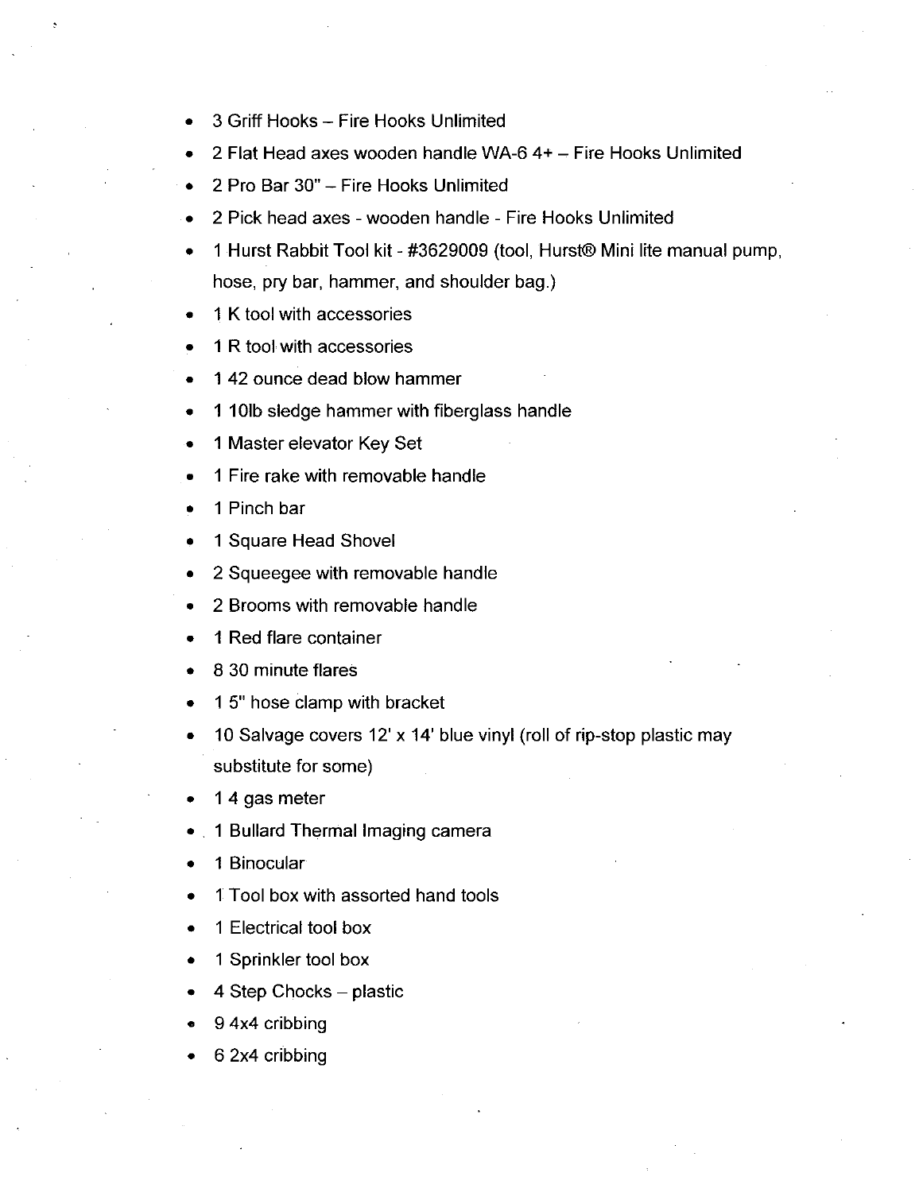- 3 Griff Hooks – Fire Hooks Unlimited
- 2 Flat Head axes wooden handle WA-6 4+ – Fire Hooks Unlimited
- 2 Pro Bar 30" – Fire Hooks Unlimited
- 2 Pick head axes - wooden handle - Fire Hooks Unlimited
- 1 Hurst Rabbit Tool kit - #3629009 (tool, Hurst® Mini lite manual pump, hose, pry bar, hammer, and shoulder bag.)
- 1 K tool with accessories
- 1 R tool with accessories
- 1 42 ounce dead blow hammer
- 1 10lb sledge hammer with fiberglass handle
- 1 Master elevator Key Set
- 1 Fire rake with removable handle
- 1 Pinch bar
- 1 Square Head Shovel
- 2 Squeegee with removable handle
- 2 Brooms with removable handle
- 1 Red flare container
- 8 30 minute flares
- 1 5" hose clamp with bracket
- 10 Salvage covers 12' x 14' blue vinyl (roll of rip-stop plastic may substitute for some)
- 1 4 gas meter
- 1 Bullard Thermal Imaging camera
- 1 Binocular
- 1 Tool box with assorted hand tools
- 1 Electrical tool box
- 1 Sprinkler tool box
- 4 Step Chocks – plastic
- 9 4x4 cribbing
- 6 2x4 cribbing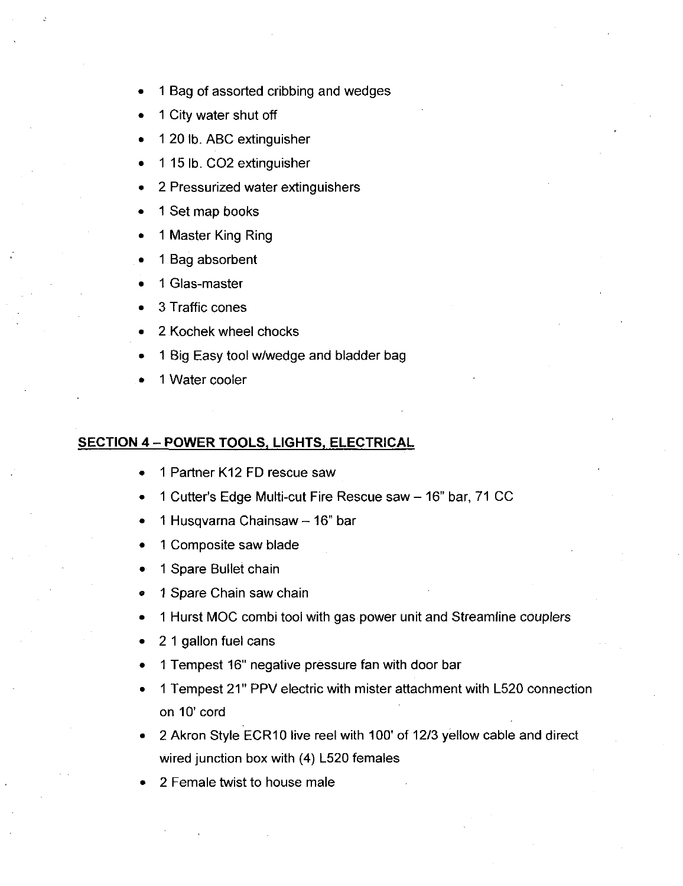- 1 Bag of assorted cribbing and wedges
- 1 City water shut off
- 1 20 lb. ABC extinguisher
- 1 15 lb. $CO_2$ extinguisher
- 2 Pressurized water extinguishers
- 1 Set map books
- 1 Master King Ring
- 1 Bag absorbent
- 1 Glas-master
- 3 Traffic cones
- 2 Kochek wheel chocks
- 1 Big Easy tool w/wedge and bladder bag
- 1 Water cooler

## SECTION 4 – POWER TOOLS, LIGHTS, ELECTRICAL

- 1 Partner K12 FD rescue saw
- 1 Cutter's Edge Multi-cut Fire Rescue saw – 16" bar, 71 CC
- 1 Husqvarna Chainsaw – 16" bar
- 1 Composite saw blade
- 1 Spare Bullet chain
- 1 Spare Chain saw chain
- 1 Hurst MOC combi tool with gas power unit and Streamline couplers
- 2 1 gallon fuel cans
- 1 Tempest 16" negative pressure fan with door bar
- 1 Tempest 21" PPV electric with mister attachment with L520 connection on 10' cord
- 2 Akron Style ECR10 live reel with 100' of 12/3 yellow cable and direct wired junction box with (4) L520 females
- 2 Female twist to house male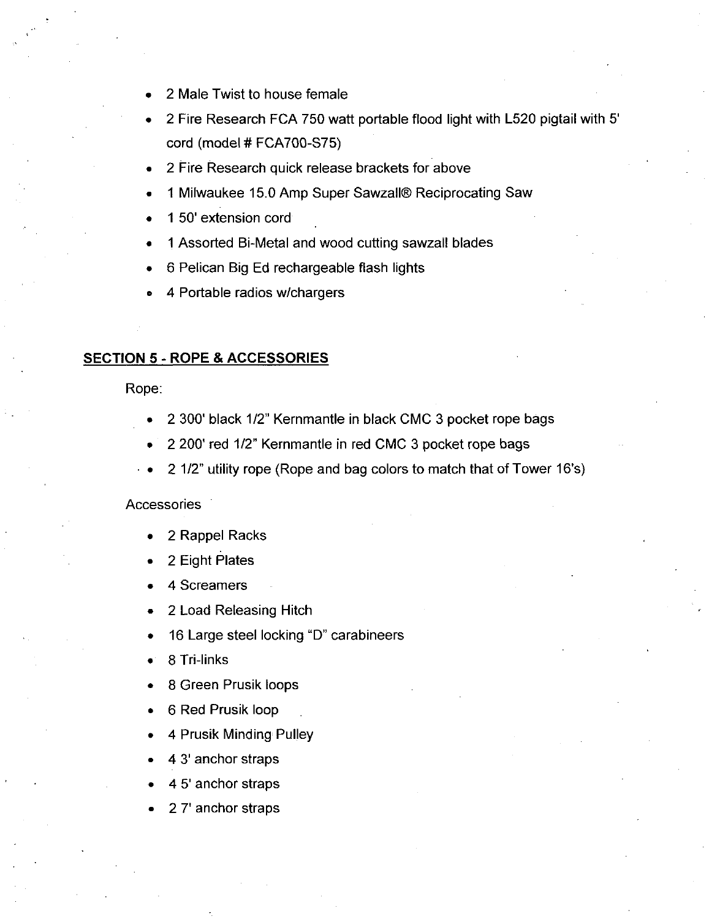- 2 Male Twist to house female
- 2 Fire Research FCA 750 watt portable flood light with L520 pigtail with 5' cord (model # FCA700-S75)
- 2 Fire Research quick release brackets for above
- 1 Milwaukee 15.0 Amp Super Sawzall® Reciprocating Saw
- 1 50' extension cord
- 1 Assorted Bi-Metal and wood cutting sawzall blades
- 6 Pelican Big Ed rechargeable flash lights
- 4 Portable radios w/chargers

## SECTION 5 - ROPE & ACCESSORIES

Rope:

- 2 300' black 1/2" Kernmantle in black CMC 3 pocket rope bags
- 2 200' red 1/2" Kernmantle in red CMC 3 pocket rope bags
- 2 1/2" utility rope (Rope and bag colors to match that of Tower 16's)

Accessories

- 2 Rappel Racks
- 2 Eight Plates
- 4 Screamers
- 2 Load Releasing Hitch
- 16 Large steel locking "D" carabineers
- 8 Tri-links
- 8 Green Prusik loops
- 6 Red Prusik loop
- 4 Prusik Minding Pulley
- 4 3' anchor straps
- 4 5' anchor straps
- 2 7' anchor straps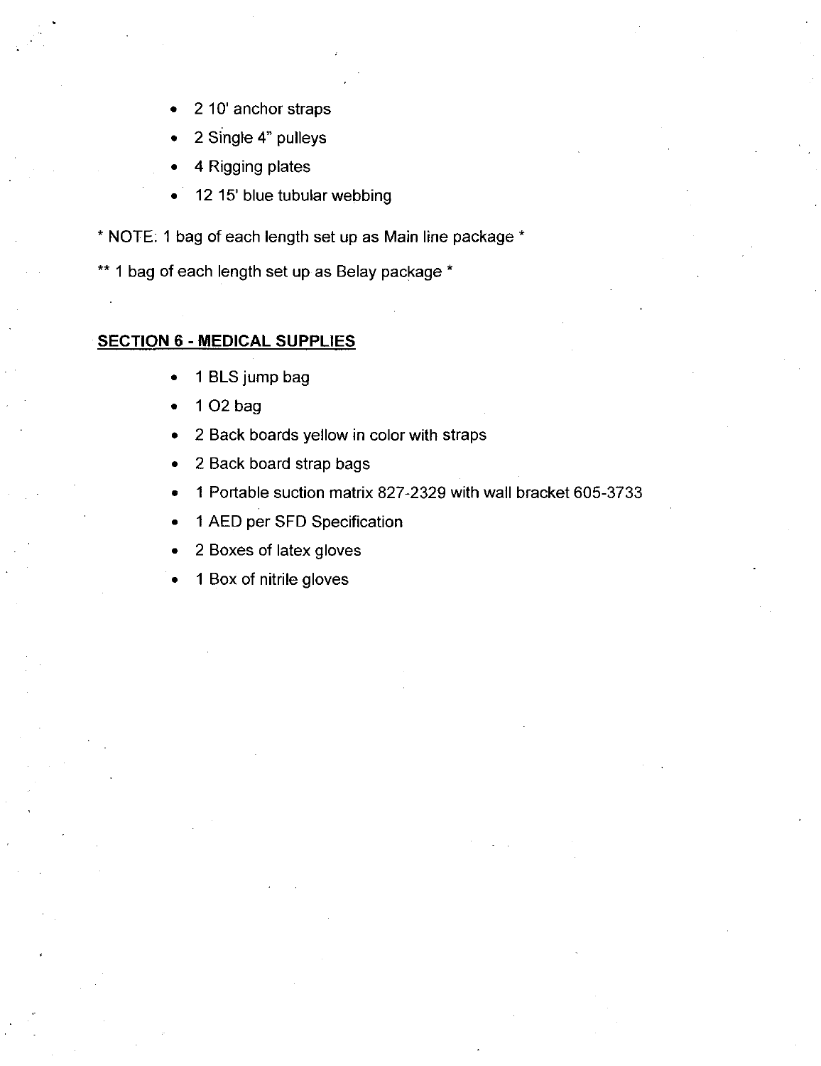- 2 10' anchor straps
- 2 Single 4" pulleys
- 4 Rigging plates
- 12 15' blue tubular webbing

* NOTE: 1 bag of each length set up as Main line package *

** 1 bag of each length set up as Belay package *

## SECTION 6 - MEDICAL SUPPLIES

- 1 BLS jump bag
- 1 O2 bag
- 2 Back boards yellow in color with straps
- 2 Back board strap bags
- 1 Portable suction matrix 827-2329 with wall bracket 605-3733
- 1 AED per SFD Specification
- 2 Boxes of latex gloves
- 1 Box of nitrile gloves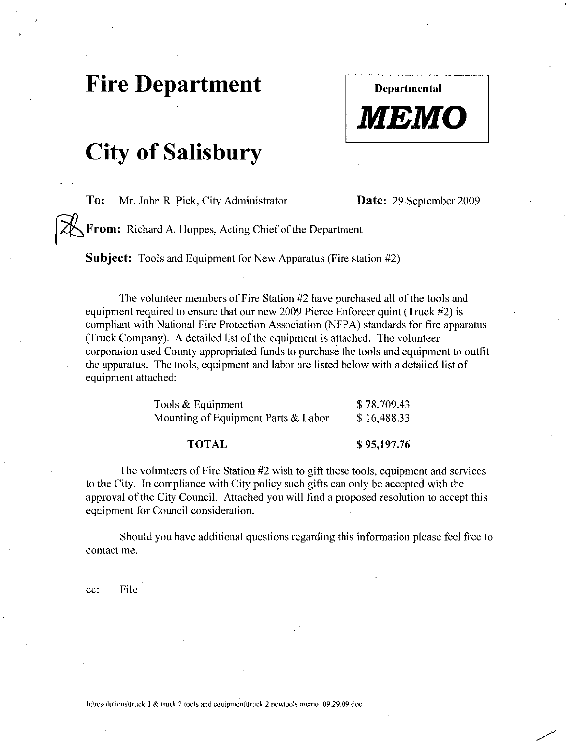# Fire Department

**Departmental**

***MEMO***

# City of Salisbury

**To:** Mr. John R. Pick, City Administrator **Date:** 29 September 2009

**From:** Richard A. Hoppes, Acting Chief of the Department

**Subject:** Tools and Equipment for New Apparatus (Fire station #2)

The volunteer members of Fire Station #2 have purchased all of the tools and equipment required to ensure that our new 2009 Pierce Enforcer quint (Truck #2) is compliant with National Fire Protection Association (NFPA) standards for fire apparatus (Truck Company). A detailed list of the equipment is attached. The volunteer corporation used County appropriated funds to purchase the tools and equipment to outfit the apparatus. The tools, equipment and labor are listed below with a detailed list of equipment attached:

| | |
|---|---|
| Tools & Equipment | $ 78,709.43 |
| Mounting of Equipment Parts & Labor | $ 16,488.33 |
| **TOTAL** | **$ 95,197.76** |

The volunteers of Fire Station #2 wish to gift these tools, equipment and services to the City. In compliance with City policy such gifts can only be accepted with the approval of the City Council. Attached you will find a proposed resolution to accept this equipment for Council consideration.

Should you have additional questions regarding this information please feel free to contact me.

cc: File

h:\resolutions\truck 1 & truck 2 tools and equipment\truck 2 newtools memo_09.29.09.doc